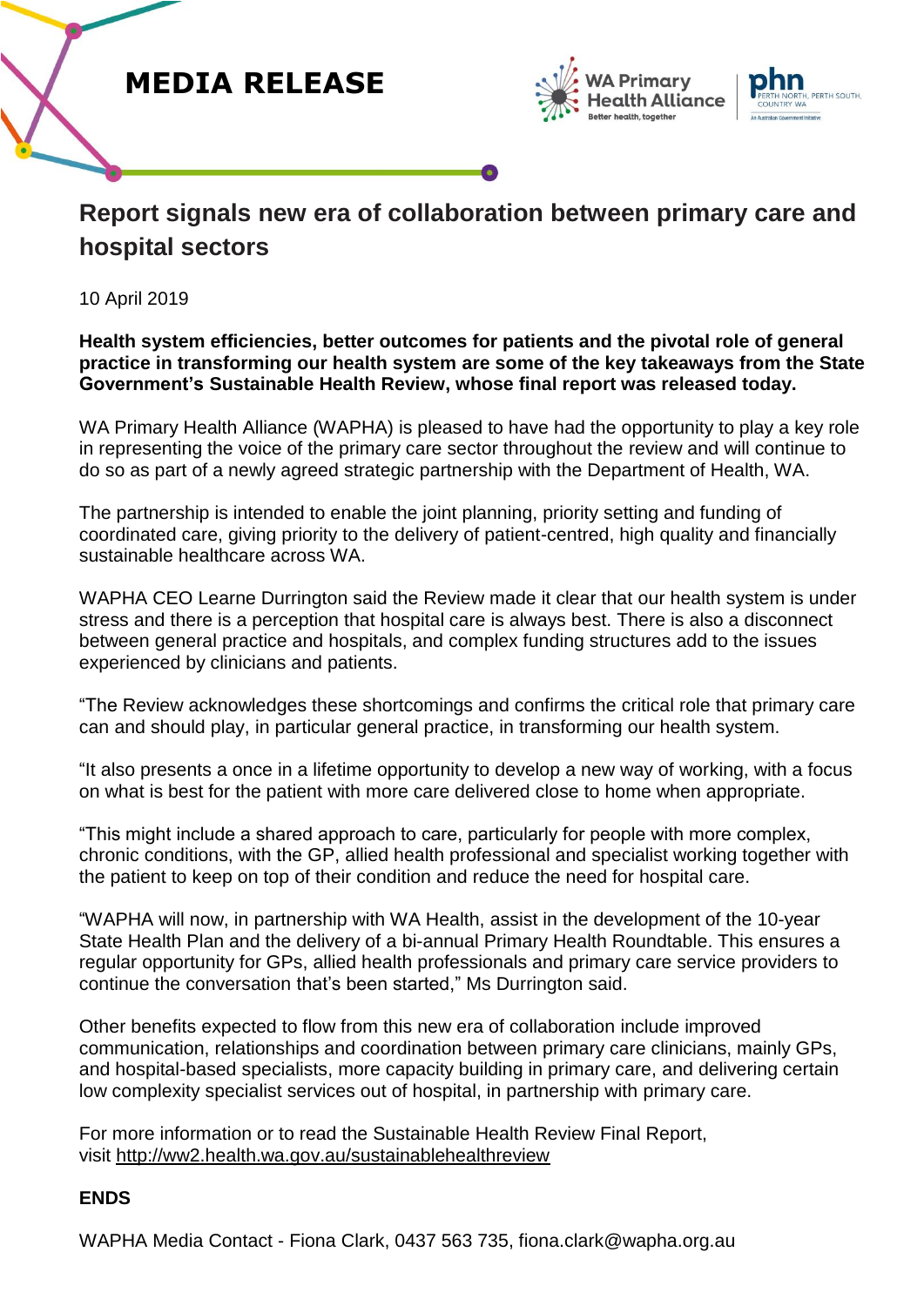**MEDIA RELEASE**

# Report signals new era of collaboration between primary care and hospital sectors

10 April 2019

**Health system efficiencies, better outcomes for patients and the pivotal role of general practice in transforming our health system are some of the key takeaways from the State Government's Sustainable Health Review, whose final report was released today.**

WA Primary Health Alliance (WAPHA) is pleased to have had the opportunity to play a key role in representing the voice of the primary care sector throughout the review and will continue to do so as part of a newly agreed strategic partnership with the Department of Health, WA.

The partnership is intended to enable the joint planning, priority setting and funding of coordinated care, giving priority to the delivery of patient-centred, high quality and financially sustainable healthcare across WA.

WAPHA CEO Learne Durrington said the Review made it clear that our health system is under stress and there is a perception that hospital care is always best. There is also a disconnect between general practice and hospitals, and complex funding structures add to the issues experienced by clinicians and patients.

"The Review acknowledges these shortcomings and confirms the critical role that primary care can and should play, in particular general practice, in transforming our health system.

"It also presents a once in a lifetime opportunity to develop a new way of working, with a focus on what is best for the patient with more care delivered close to home when appropriate.

"This might include a shared approach to care, particularly for people with more complex, chronic conditions, with the GP, allied health professional and specialist working together with the patient to keep on top of their condition and reduce the need for hospital care.

"WAPHA will now, in partnership with WA Health, assist in the development of the 10-year State Health Plan and the delivery of a bi-annual Primary Health Roundtable. This ensures a regular opportunity for GPs, allied health professionals and primary care service providers to continue the conversation that's been started," Ms Durrington said.

Other benefits expected to flow from this new era of collaboration include improved communication, relationships and coordination between primary care clinicians, mainly GPs, and hospital-based specialists, more capacity building in primary care, and delivering certain low complexity specialist services out of hospital, in partnership with primary care.

For more information or to read the Sustainable Health Review Final Report, visit http://ww2.health.wa.gov.au/sustainablehealthreview

**ENDS**

WAPHA Media Contact - Fiona Clark, 0437 563 735, fiona.clark@wapha.org.au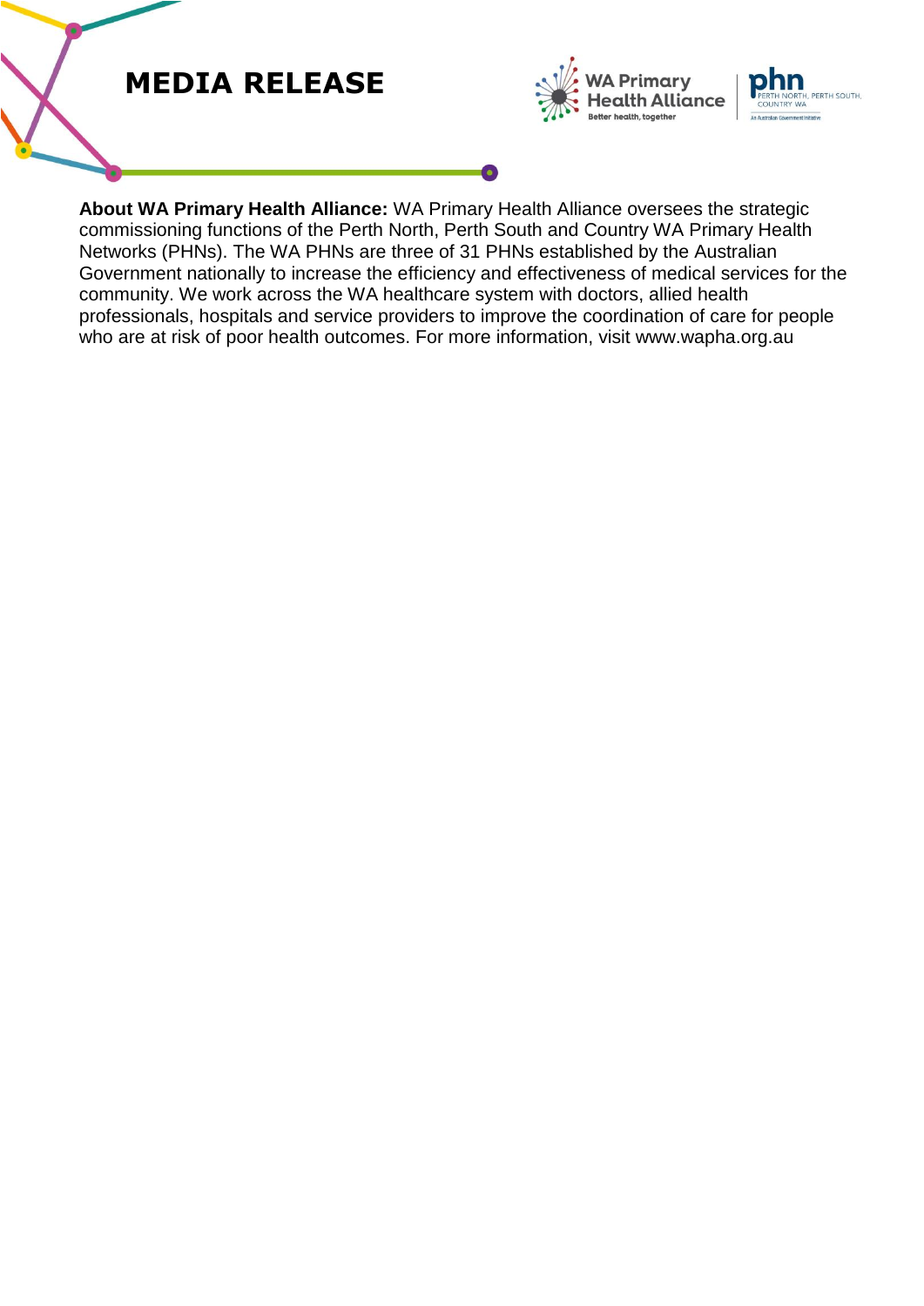**About WA Primary Health Alliance:** WA Primary Health Alliance oversees the strategic commissioning functions of the Perth North, Perth South and Country WA Primary Health Networks (PHNs). The WA PHNs are three of 31 PHNs established by the Australian Government nationally to increase the efficiency and effectiveness of medical services for the community. We work across the WA healthcare system with doctors, allied health professionals, hospitals and service providers to improve the coordination of care for people who are at risk of poor health outcomes. For more information, visit www.wapha.org.au